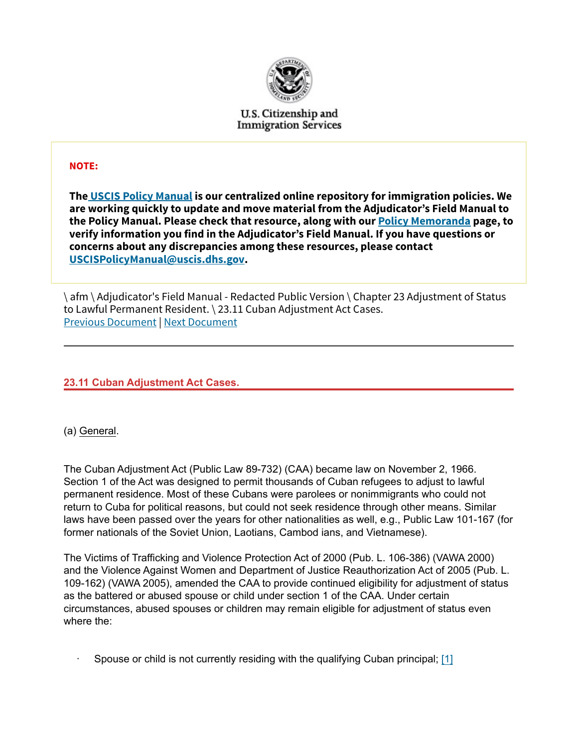U.S. Citizenship and Immigration Services

**NOTE:**

**The [USCIS Policy Manual](#) is our centralized online repository for immigration policies. We are working quickly to update and move material from the Adjudicator's Field Manual to the Policy Manual. Please check that resource, along with our [Policy Memoranda](#) page, to verify information you find in the Adjudicator's Field Manual. If you have questions or concerns about any discrepancies among these resources, please contact [USCISPolicyManual@uscis.dhs.gov](mailto:USCISPolicyManual@uscis.dhs.gov).**

\ afm \ Adjudicator's Field Manual - Redacted Public Version \ Chapter 23 Adjustment of Status to Lawful Permanent Resident. \ 23.11 Cuban Adjustment Act Cases.
[Previous Document](#) | [Next Document](#)

---

## 23.11 Cuban Adjustment Act Cases.

(a) General.

The Cuban Adjustment Act (Public Law 89-732) (CAA) became law on November 2, 1966. Section 1 of the Act was designed to permit thousands of Cuban refugees to adjust to lawful permanent residence. Most of these Cubans were parolees or nonimmigrants who could not return to Cuba for political reasons, but could not seek residence through other means. Similar laws have been passed over the years for other nationalities as well, e.g., Public Law 101-167 (for former nationals of the Soviet Union, Laotians, Cambod ians, and Vietnamese).

The Victims of Trafficking and Violence Protection Act of 2000 (Pub. L. 106-386) (VAWA 2000) and the Violence Against Women and Department of Justice Reauthorization Act of 2005 (Pub. L. 109-162) (VAWA 2005), amended the CAA to provide continued eligibility for adjustment of status as the battered or abused spouse or child under section 1 of the CAA. Under certain circumstances, abused spouses or children may remain eligible for adjustment of status even where the:

- Spouse or child is not currently residing with the qualifying Cuban principal; [1]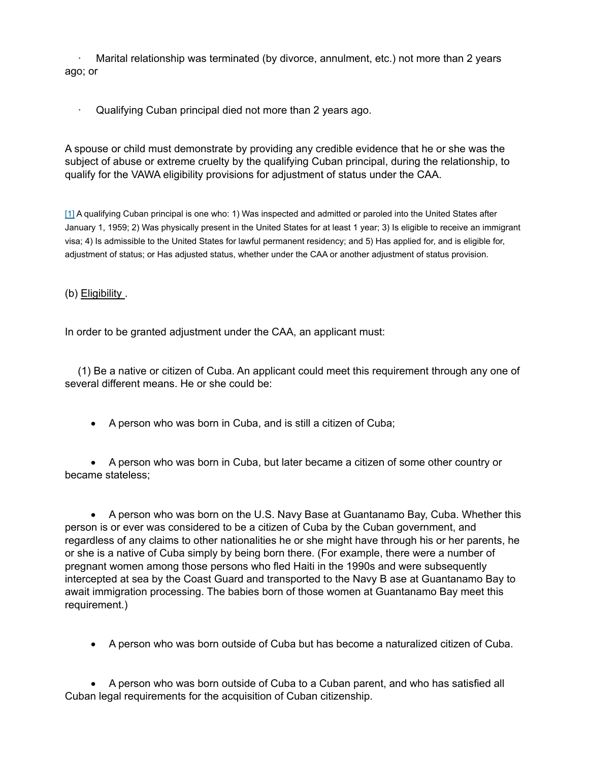- Marital relationship was terminated (by divorce, annulment, etc.) not more than 2 years ago; or

- Qualifying Cuban principal died not more than 2 years ago.

A spouse or child must demonstrate by providing any credible evidence that he or she was the subject of abuse or extreme cruelty by the qualifying Cuban principal, during the relationship, to qualify for the VAWA eligibility provisions for adjustment of status under the CAA.

[1] A qualifying Cuban principal is one who: 1) Was inspected and admitted or paroled into the United States after January 1, 1959; 2) Was physically present in the United States for at least 1 year; 3) Is eligible to receive an immigrant visa; 4) Is admissible to the United States for lawful permanent residency; and 5) Has applied for, and is eligible for, adjustment of status; or Has adjusted status, whether under the CAA or another adjustment of status provision.

(b) Eligibility .

In order to be granted adjustment under the CAA, an applicant must:

(1) Be a native or citizen of Cuba. An applicant could meet this requirement through any one of several different means. He or she could be:

- A person who was born in Cuba, and is still a citizen of Cuba;

- A person who was born in Cuba, but later became a citizen of some other country or became stateless;

- A person who was born on the U.S. Navy Base at Guantanamo Bay, Cuba. Whether this person is or ever was considered to be a citizen of Cuba by the Cuban government, and regardless of any claims to other nationalities he or she might have through his or her parents, he or she is a native of Cuba simply by being born there. (For example, there were a number of pregnant women among those persons who fled Haiti in the 1990s and were subsequently intercepted at sea by the Coast Guard and transported to the Navy B ase at Guantanamo Bay to await immigration processing. The babies born of those women at Guantanamo Bay meet this requirement.)

- A person who was born outside of Cuba but has become a naturalized citizen of Cuba.

- A person who was born outside of Cuba to a Cuban parent, and who has satisfied all Cuban legal requirements for the acquisition of Cuban citizenship.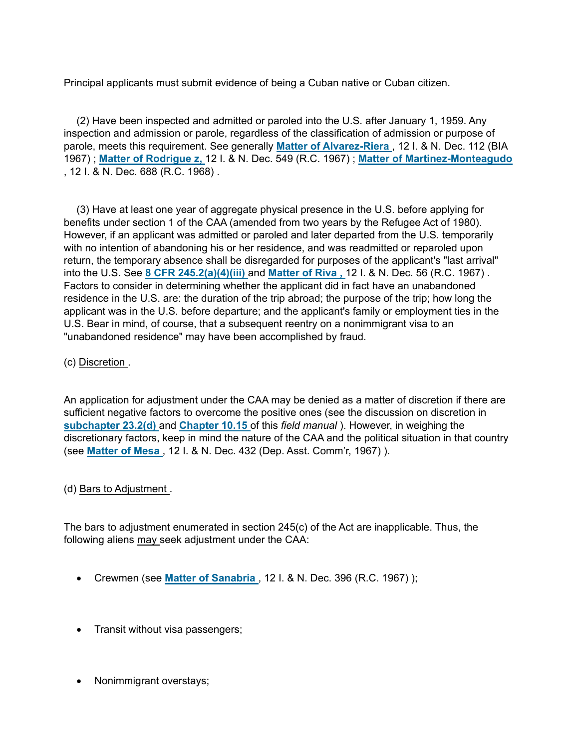Principal applicants must submit evidence of being a Cuban native or Cuban citizen.

(2) Have been inspected and admitted or paroled into the U.S. after January 1, 1959. Any inspection and admission or parole, regardless of the classification of admission or purpose of parole, meets this requirement. See generally **Matter of Alvarez-Riera** , 12 I. & N. Dec. 112 (BIA 1967) ; **Matter of Rodrigue z,** 12 I. & N. Dec. 549 (R.C. 1967) ; **Matter of Martinez-Monteagudo** , 12 I. & N. Dec. 688 (R.C. 1968) .

(3) Have at least one year of aggregate physical presence in the U.S. before applying for benefits under section 1 of the CAA (amended from two years by the Refugee Act of 1980). However, if an applicant was admitted or paroled and later departed from the U.S. temporarily with no intention of abandoning his or her residence, and was readmitted or reparoled upon return, the temporary absence shall be disregarded for purposes of the applicant's "last arrival" into the U.S. See **8 CFR 245.2(a)(4)(iii)** and **Matter of Riva ,** 12 I. & N. Dec. 56 (R.C. 1967) . Factors to consider in determining whether the applicant did in fact have an unabandoned residence in the U.S. are: the duration of the trip abroad; the purpose of the trip; how long the applicant was in the U.S. before departure; and the applicant's family or employment ties in the U.S. Bear in mind, of course, that a subsequent reentry on a nonimmigrant visa to an "unabandoned residence" may have been accomplished by fraud.

(c) Discretion .

An application for adjustment under the CAA may be denied as a matter of discretion if there are sufficient negative factors to overcome the positive ones (see the discussion on discretion in **subchapter 23.2(d)** and **Chapter 10.15** of this *field manual* ). However, in weighing the discretionary factors, keep in mind the nature of the CAA and the political situation in that country (see **Matter of Mesa** , 12 I. & N. Dec. 432 (Dep. Asst. Comm'r, 1967) ).

(d) Bars to Adjustment .

The bars to adjustment enumerated in section 245(c) of the Act are inapplicable. Thus, the following aliens may seek adjustment under the CAA:

- Crewmen (see **Matter of Sanabria** , 12 I. & N. Dec. 396 (R.C. 1967) );
- Transit without visa passengers;
- Nonimmigrant overstays;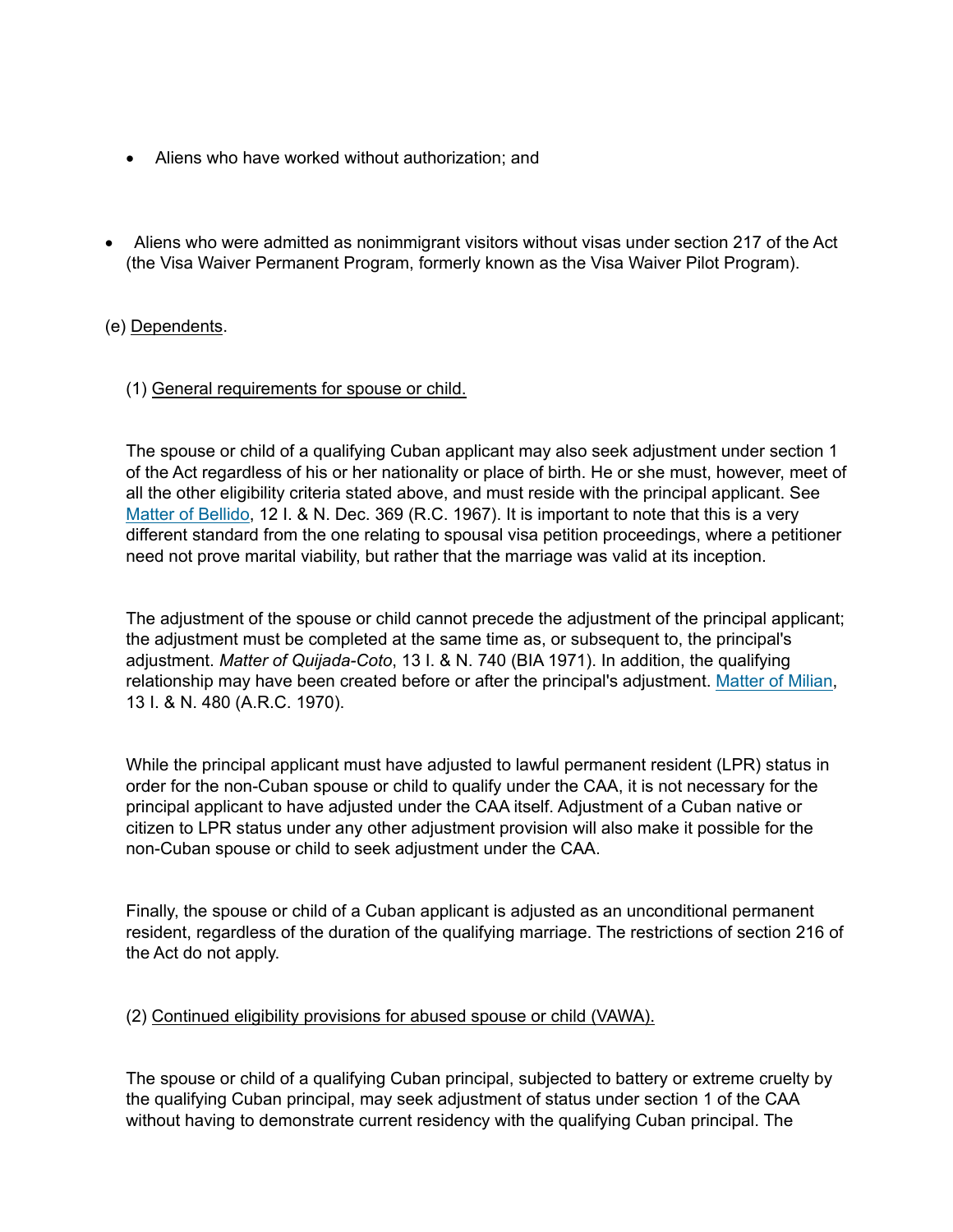- Aliens who have worked without authorization; and

- Aliens who were admitted as nonimmigrant visitors without visas under section 217 of the Act (the Visa Waiver Permanent Program, formerly known as the Visa Waiver Pilot Program).

(e) Dependents.

(1) General requirements for spouse or child.

The spouse or child of a qualifying Cuban applicant may also seek adjustment under section 1 of the Act regardless of his or her nationality or place of birth. He or she must, however, meet of all the other eligibility criteria stated above, and must reside with the principal applicant. See Matter of Bellido, 12 I. & N. Dec. 369 (R.C. 1967). It is important to note that this is a very different standard from the one relating to spousal visa petition proceedings, where a petitioner need not prove marital viability, but rather that the marriage was valid at its inception.

The adjustment of the spouse or child cannot precede the adjustment of the principal applicant; the adjustment must be completed at the same time as, or subsequent to, the principal's adjustment. *Matter of Quijada-Coto*, 13 I. & N. 740 (BIA 1971). In addition, the qualifying relationship may have been created before or after the principal's adjustment. Matter of Milian, 13 I. & N. 480 (A.R.C. 1970).

While the principal applicant must have adjusted to lawful permanent resident (LPR) status in order for the non-Cuban spouse or child to qualify under the CAA, it is not necessary for the principal applicant to have adjusted under the CAA itself. Adjustment of a Cuban native or citizen to LPR status under any other adjustment provision will also make it possible for the non-Cuban spouse or child to seek adjustment under the CAA.

Finally, the spouse or child of a Cuban applicant is adjusted as an unconditional permanent resident, regardless of the duration of the qualifying marriage. The restrictions of section 216 of the Act do not apply.

(2) Continued eligibility provisions for abused spouse or child (VAWA).

The spouse or child of a qualifying Cuban principal, subjected to battery or extreme cruelty by the qualifying Cuban principal, may seek adjustment of status under section 1 of the CAA without having to demonstrate current residency with the qualifying Cuban principal. The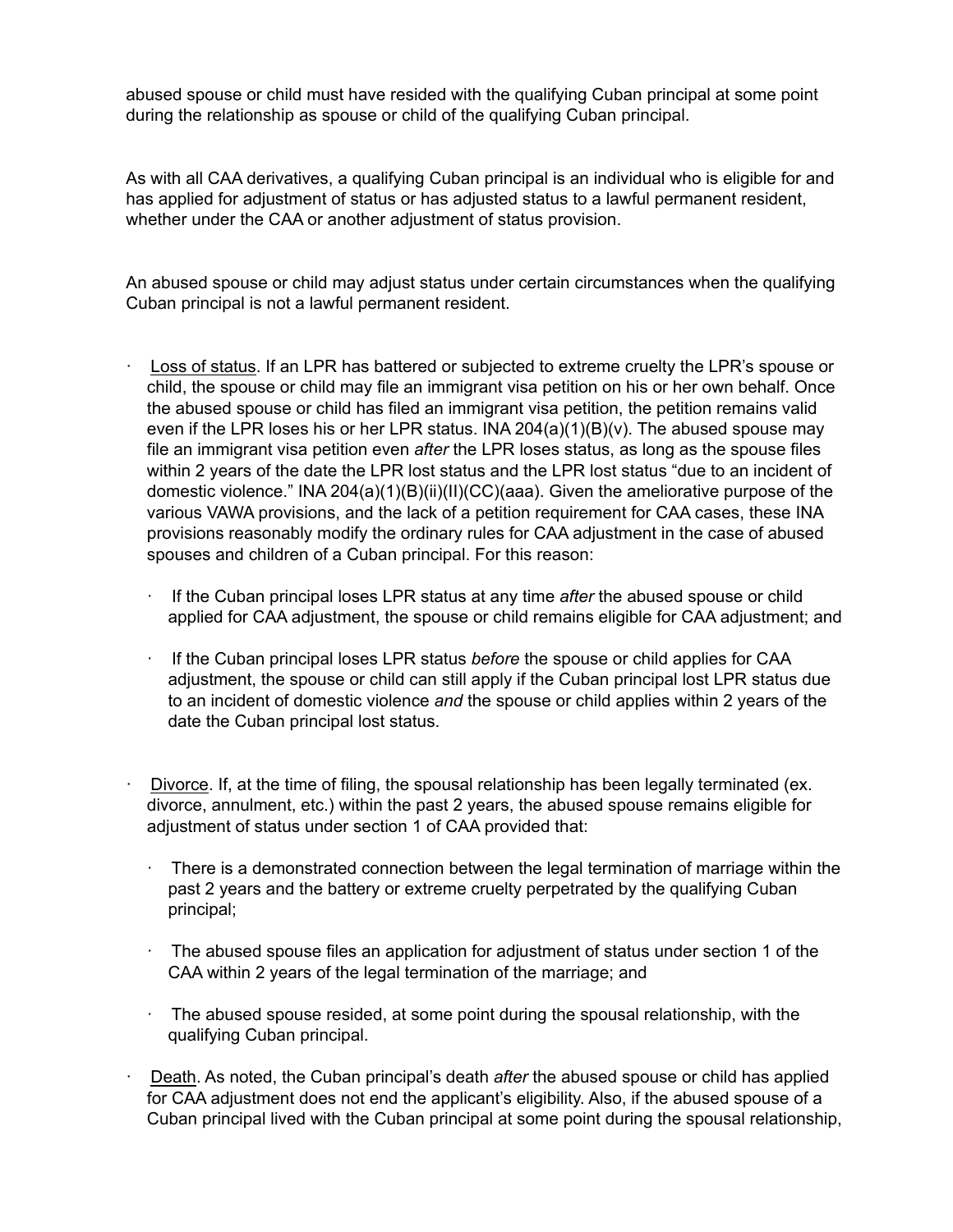abused spouse or child must have resided with the qualifying Cuban principal at some point during the relationship as spouse or child of the qualifying Cuban principal.

As with all CAA derivatives, a qualifying Cuban principal is an individual who is eligible for and has applied for adjustment of status or has adjusted status to a lawful permanent resident, whether under the CAA or another adjustment of status provision.

An abused spouse or child may adjust status under certain circumstances when the qualifying Cuban principal is not a lawful permanent resident.

- Loss of status. If an LPR has battered or subjected to extreme cruelty the LPR's spouse or child, the spouse or child may file an immigrant visa petition on his or her own behalf. Once the abused spouse or child has filed an immigrant visa petition, the petition remains valid even if the LPR loses his or her LPR status. INA 204(a)(1)(B)(v). The abused spouse may file an immigrant visa petition even *after* the LPR loses status, as long as the spouse files within 2 years of the date the LPR lost status and the LPR lost status "due to an incident of domestic violence." INA 204(a)(1)(B)(ii)(II)(CC)(aaa). Given the ameliorative purpose of the various VAWA provisions, and the lack of a petition requirement for CAA cases, these INA provisions reasonably modify the ordinary rules for CAA adjustment in the case of abused spouses and children of a Cuban principal. For this reason:
  - If the Cuban principal loses LPR status at any time *after* the abused spouse or child applied for CAA adjustment, the spouse or child remains eligible for CAA adjustment; and
  - If the Cuban principal loses LPR status *before* the spouse or child applies for CAA adjustment, the spouse or child can still apply if the Cuban principal lost LPR status due to an incident of domestic violence *and* the spouse or child applies within 2 years of the date the Cuban principal lost status.

- Divorce. If, at the time of filing, the spousal relationship has been legally terminated (ex. divorce, annulment, etc.) within the past 2 years, the abused spouse remains eligible for adjustment of status under section 1 of CAA provided that:
  - There is a demonstrated connection between the legal termination of marriage within the past 2 years and the battery or extreme cruelty perpetrated by the qualifying Cuban principal;
  - The abused spouse files an application for adjustment of status under section 1 of the CAA within 2 years of the legal termination of the marriage; and
  - The abused spouse resided, at some point during the spousal relationship, with the qualifying Cuban principal.

- Death. As noted, the Cuban principal's death *after* the abused spouse or child has applied for CAA adjustment does not end the applicant's eligibility. Also, if the abused spouse of a Cuban principal lived with the Cuban principal at some point during the spousal relationship,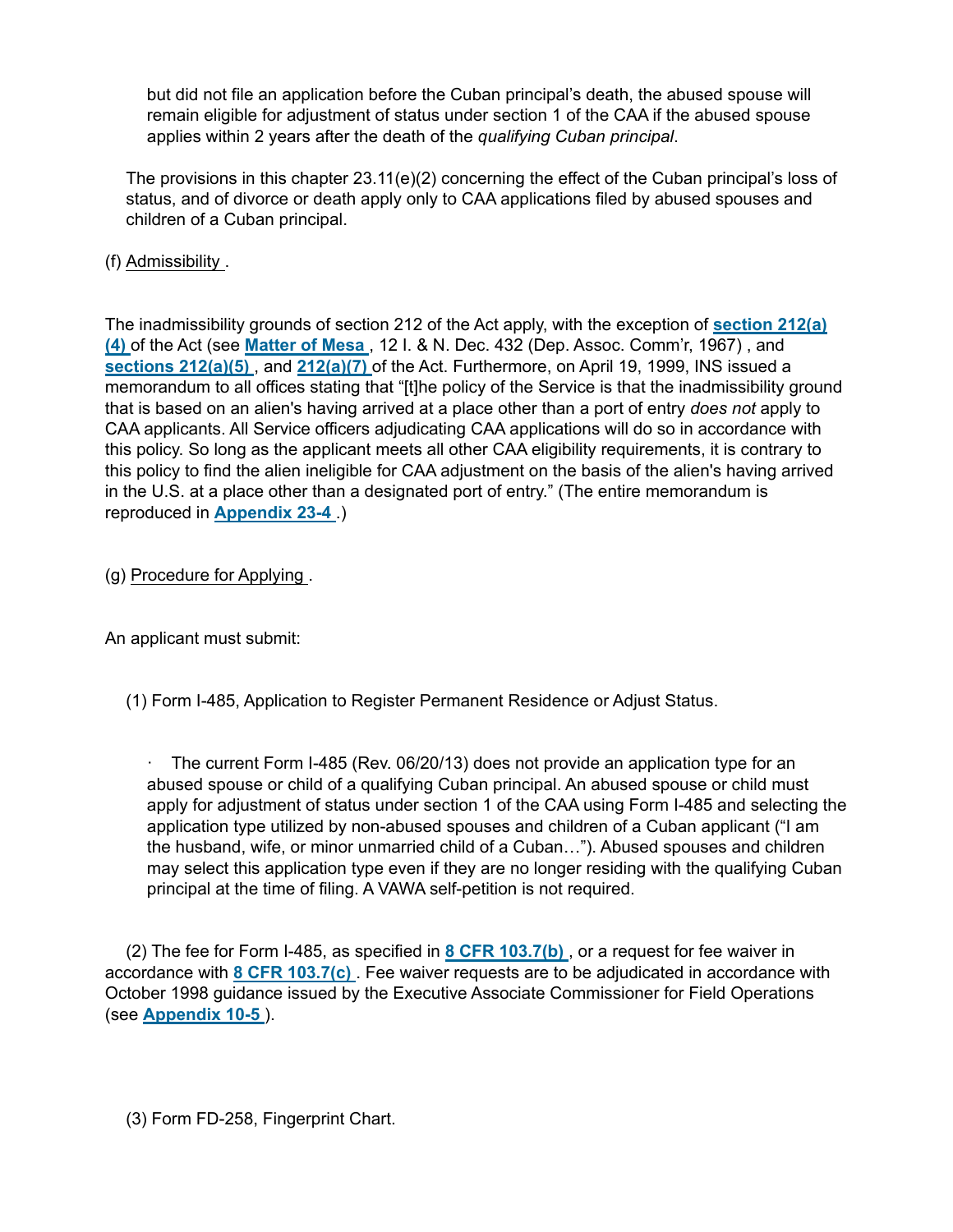but did not file an application before the Cuban principal's death, the abused spouse will remain eligible for adjustment of status under section 1 of the CAA if the abused spouse applies within 2 years after the death of the *qualifying Cuban principal*.

The provisions in this chapter 23.11(e)(2) concerning the effect of the Cuban principal's loss of status, and of divorce or death apply only to CAA applications filed by abused spouses and children of a Cuban principal.

(f) Admissibility .

The inadmissibility grounds of section 212 of the Act apply, with the exception of **section 212(a)(4)** of the Act (see **Matter of Mesa** , 12 I. & N. Dec. 432 (Dep. Assoc. Comm'r, 1967) , and **sections 212(a)(5)** , and **212(a)(7)** of the Act. Furthermore, on April 19, 1999, INS issued a memorandum to all offices stating that "[t]he policy of the Service is that the inadmissibility ground that is based on an alien's having arrived at a place other than a port of entry *does not* apply to CAA applicants. All Service officers adjudicating CAA applications will do so in accordance with this policy. So long as the applicant meets all other CAA eligibility requirements, it is contrary to this policy to find the alien ineligible for CAA adjustment on the basis of the alien's having arrived in the U.S. at a place other than a designated port of entry." (The entire memorandum is reproduced in **Appendix 23-4** .)

(g) Procedure for Applying .

An applicant must submit:

(1) Form I-485, Application to Register Permanent Residence or Adjust Status.

- The current Form I-485 (Rev. 06/20/13) does not provide an application type for an abused spouse or child of a qualifying Cuban principal. An abused spouse or child must apply for adjustment of status under section 1 of the CAA using Form I-485 and selecting the application type utilized by non-abused spouses and children of a Cuban applicant ("I am the husband, wife, or minor unmarried child of a Cuban…"). Abused spouses and children may select this application type even if they are no longer residing with the qualifying Cuban principal at the time of filing. A VAWA self-petition is not required.

(2) The fee for Form I-485, as specified in **8 CFR 103.7(b)** , or a request for fee waiver in accordance with **8 CFR 103.7(c)** . Fee waiver requests are to be adjudicated in accordance with October 1998 guidance issued by the Executive Associate Commissioner for Field Operations (see **Appendix 10-5** ).

(3) Form FD-258, Fingerprint Chart.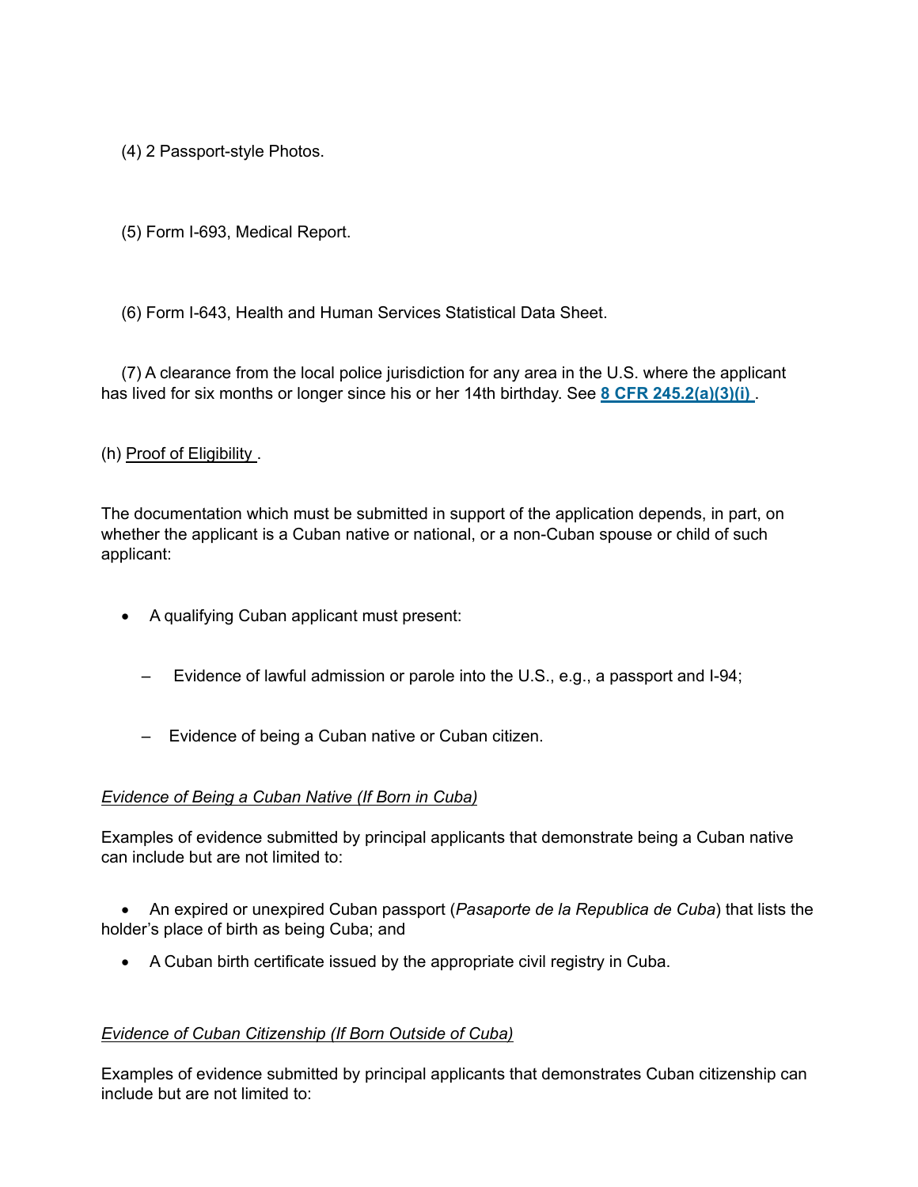(4) 2 Passport-style Photos.

(5) Form I-693, Medical Report.

(6) Form I-643, Health and Human Services Statistical Data Sheet.

(7) A clearance from the local police jurisdiction for any area in the U.S. where the applicant has lived for six months or longer since his or her 14th birthday. See **8 CFR 245.2(a)(3)(i)** .

(h) Proof of Eligibility .

The documentation which must be submitted in support of the application depends, in part, on whether the applicant is a Cuban native or national, or a non-Cuban spouse or child of such applicant:

- A qualifying Cuban applicant must present:
  - Evidence of lawful admission or parole into the U.S., e.g., a passport and I-94;
  - Evidence of being a Cuban native or Cuban citizen.

*Evidence of Being a Cuban Native (If Born in Cuba)*

Examples of evidence submitted by principal applicants that demonstrate being a Cuban native can include but are not limited to:

- An expired or unexpired Cuban passport (*Pasaporte de la Republica de Cuba*) that lists the holder's place of birth as being Cuba; and
- A Cuban birth certificate issued by the appropriate civil registry in Cuba.

*Evidence of Cuban Citizenship (If Born Outside of Cuba)*

Examples of evidence submitted by principal applicants that demonstrates Cuban citizenship can include but are not limited to: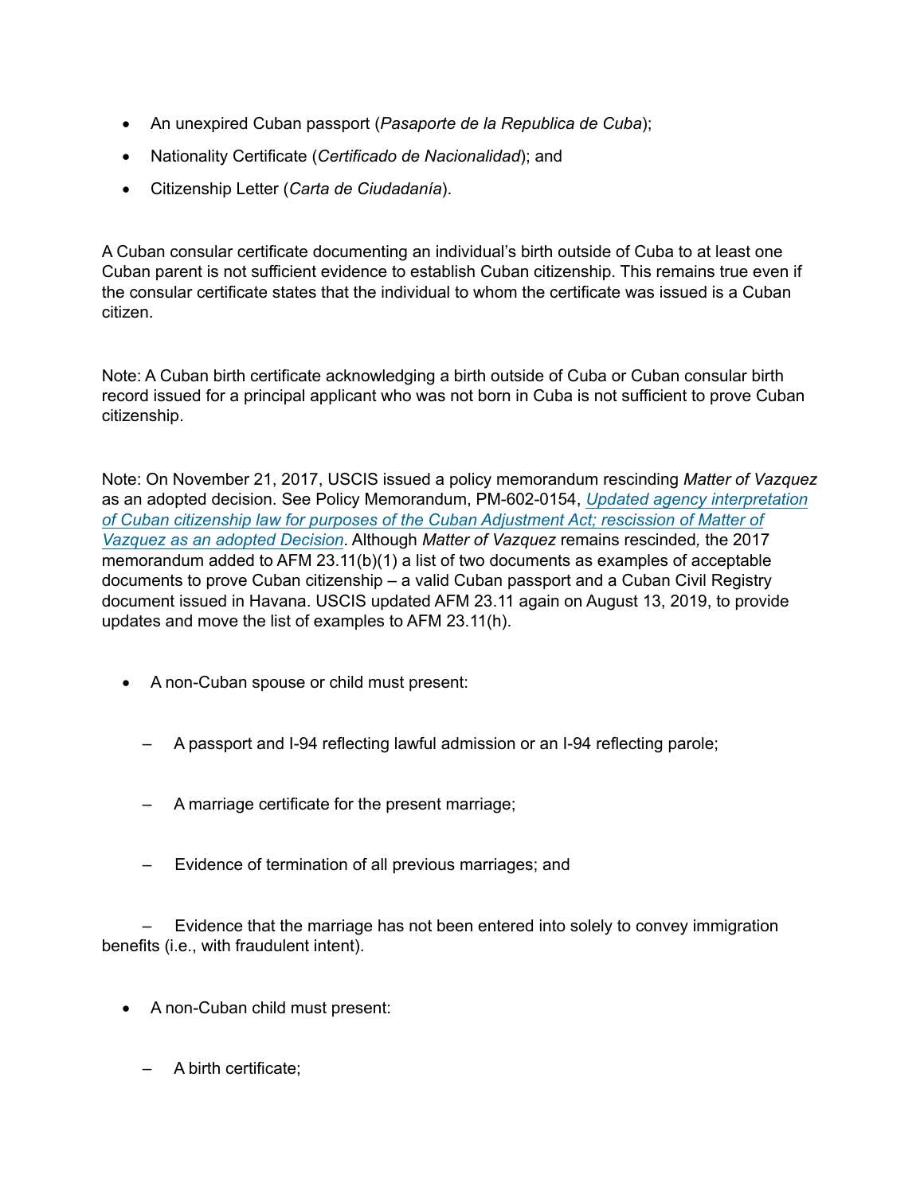- An unexpired Cuban passport (*Pasaporte de la Republica de Cuba*);
- Nationality Certificate (*Certificado de Nacionalidad*); and
- Citizenship Letter (*Carta de Ciudadanía*).

A Cuban consular certificate documenting an individual's birth outside of Cuba to at least one Cuban parent is not sufficient evidence to establish Cuban citizenship. This remains true even if the consular certificate states that the individual to whom the certificate was issued is a Cuban citizen.

Note: A Cuban birth certificate acknowledging a birth outside of Cuba or Cuban consular birth record issued for a principal applicant who was not born in Cuba is not sufficient to prove Cuban citizenship.

Note: On November 21, 2017, USCIS issued a policy memorandum rescinding *Matter of Vazquez* as an adopted decision. See Policy Memorandum, PM-602-0154, *Updated agency interpretation of Cuban citizenship law for purposes of the Cuban Adjustment Act; rescission of Matter of Vazquez as an adopted Decision*. Although *Matter of Vazquez* remains rescinded*,* the 2017 memorandum added to AFM 23.11(b)(1) a list of two documents as examples of acceptable documents to prove Cuban citizenship – a valid Cuban passport and a Cuban Civil Registry document issued in Havana. USCIS updated AFM 23.11 again on August 13, 2019, to provide updates and move the list of examples to AFM 23.11(h).

- A non-Cuban spouse or child must present:
  - A passport and I-94 reflecting lawful admission or an I-94 reflecting parole;
  - A marriage certificate for the present marriage;
  - Evidence of termination of all previous marriages; and
  - Evidence that the marriage has not been entered into solely to convey immigration benefits (i.e., with fraudulent intent).
- A non-Cuban child must present:
  - A birth certificate;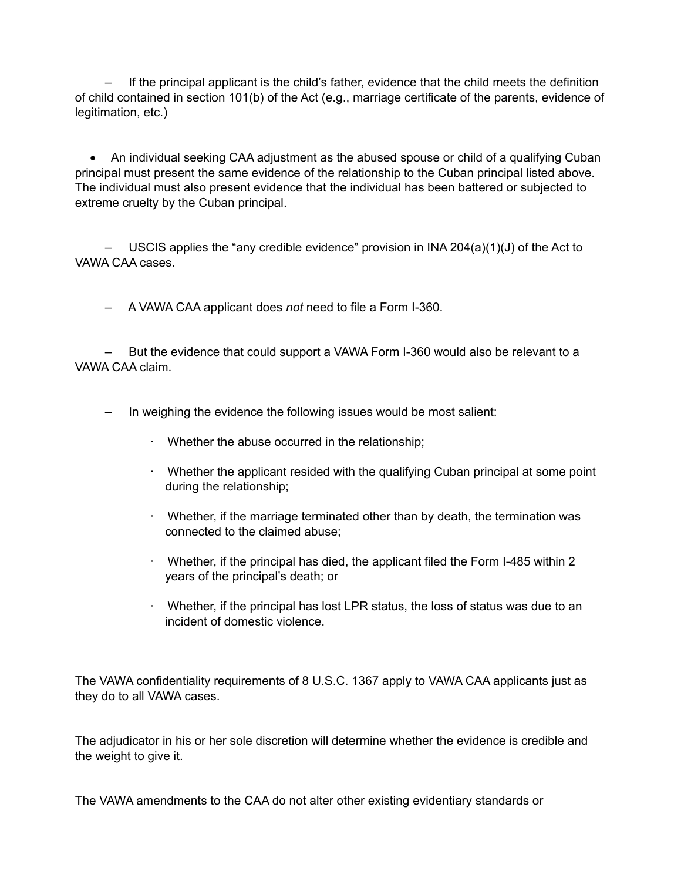– If the principal applicant is the child's father, evidence that the child meets the definition of child contained in section 101(b) of the Act (e.g., marriage certificate of the parents, evidence of legitimation, etc.)

- An individual seeking CAA adjustment as the abused spouse or child of a qualifying Cuban principal must present the same evidence of the relationship to the Cuban principal listed above. The individual must also present evidence that the individual has been battered or subjected to extreme cruelty by the Cuban principal.

  – USCIS applies the "any credible evidence" provision in INA 204(a)(1)(J) of the Act to VAWA CAA cases.

  – A VAWA CAA applicant does *not* need to file a Form I-360.

  – But the evidence that could support a VAWA Form I-360 would also be relevant to a VAWA CAA claim.

  – In weighing the evidence the following issues would be most salient:

    · Whether the abuse occurred in the relationship;

    · Whether the applicant resided with the qualifying Cuban principal at some point during the relationship;

    · Whether, if the marriage terminated other than by death, the termination was connected to the claimed abuse;

    · Whether, if the principal has died, the applicant filed the Form I-485 within 2 years of the principal's death; or

    · Whether, if the principal has lost LPR status, the loss of status was due to an incident of domestic violence.

The VAWA confidentiality requirements of 8 U.S.C. 1367 apply to VAWA CAA applicants just as they do to all VAWA cases.

The adjudicator in his or her sole discretion will determine whether the evidence is credible and the weight to give it.

The VAWA amendments to the CAA do not alter other existing evidentiary standards or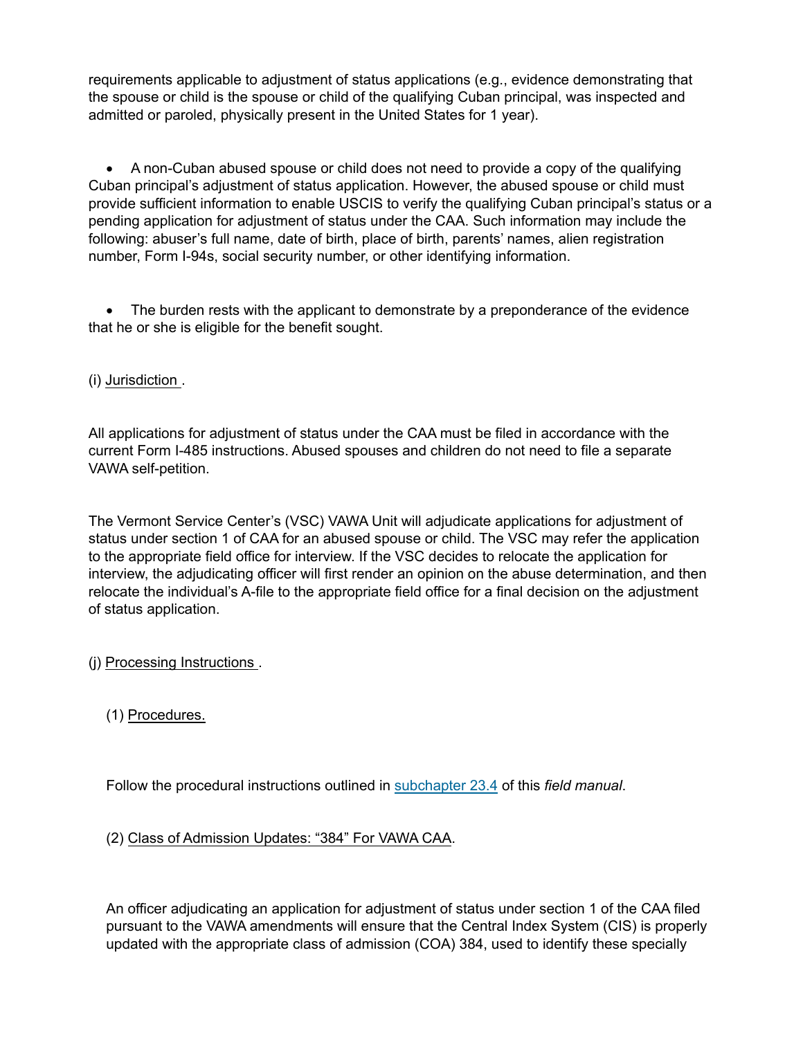requirements applicable to adjustment of status applications (e.g., evidence demonstrating that the spouse or child is the spouse or child of the qualifying Cuban principal, was inspected and admitted or paroled, physically present in the United States for 1 year).

- A non-Cuban abused spouse or child does not need to provide a copy of the qualifying Cuban principal's adjustment of status application. However, the abused spouse or child must provide sufficient information to enable USCIS to verify the qualifying Cuban principal's status or a pending application for adjustment of status under the CAA. Such information may include the following: abuser's full name, date of birth, place of birth, parents' names, alien registration number, Form I-94s, social security number, or other identifying information.

- The burden rests with the applicant to demonstrate by a preponderance of the evidence that he or she is eligible for the benefit sought.

(i) Jurisdiction .

All applications for adjustment of status under the CAA must be filed in accordance with the current Form I-485 instructions. Abused spouses and children do not need to file a separate VAWA self-petition.

The Vermont Service Center's (VSC) VAWA Unit will adjudicate applications for adjustment of status under section 1 of CAA for an abused spouse or child. The VSC may refer the application to the appropriate field office for interview. If the VSC decides to relocate the application for interview, the adjudicating officer will first render an opinion on the abuse determination, and then relocate the individual's A-file to the appropriate field office for a final decision on the adjustment of status application.

(j) Processing Instructions .

(1) Procedures.

Follow the procedural instructions outlined in subchapter 23.4 of this *field manual*.

(2) Class of Admission Updates: "384" For VAWA CAA.

An officer adjudicating an application for adjustment of status under section 1 of the CAA filed pursuant to the VAWA amendments will ensure that the Central Index System (CIS) is properly updated with the appropriate class of admission (COA) 384, used to identify these specially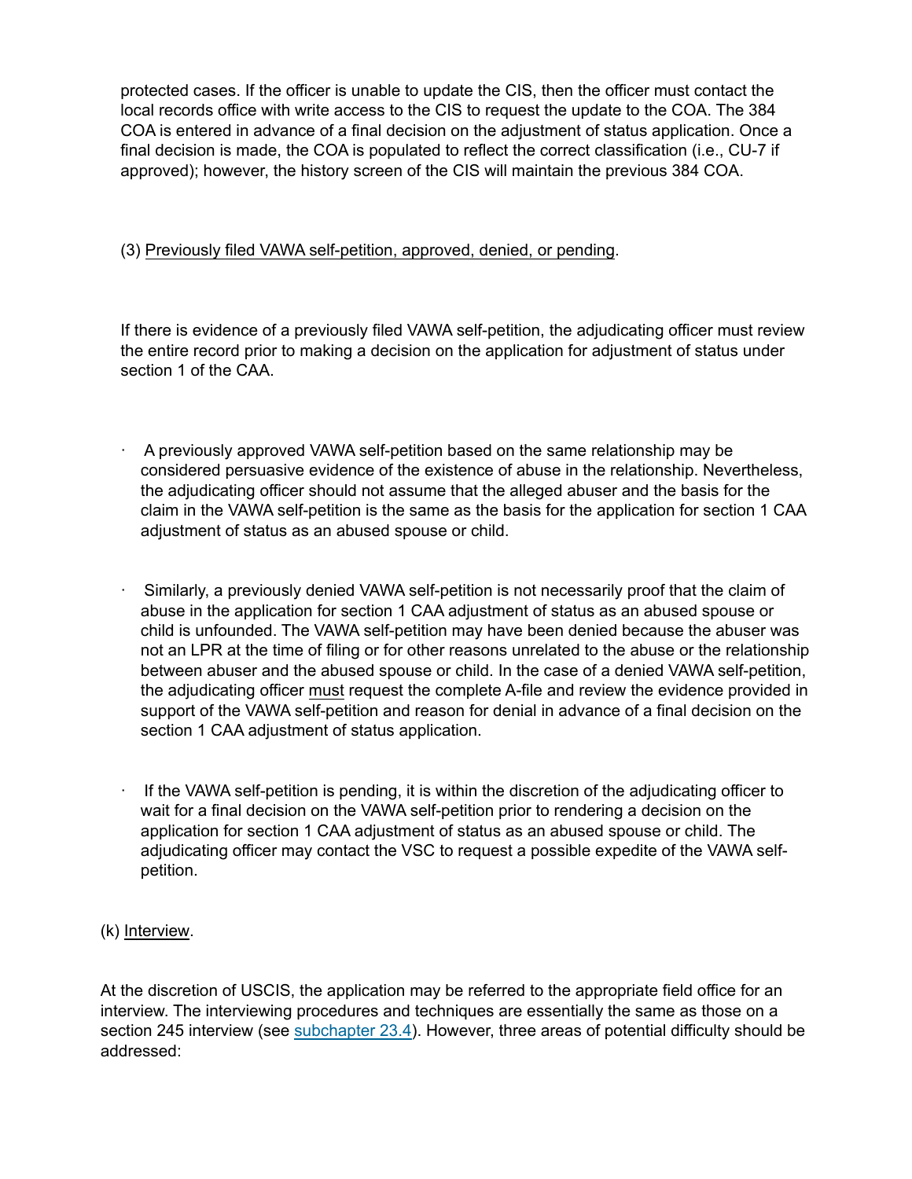protected cases. If the officer is unable to update the CIS, then the officer must contact the local records office with write access to the CIS to request the update to the COA. The 384 COA is entered in advance of a final decision on the adjustment of status application. Once a final decision is made, the COA is populated to reflect the correct classification (i.e., CU-7 if approved); however, the history screen of the CIS will maintain the previous 384 COA.

(3) Previously filed VAWA self-petition, approved, denied, or pending.

If there is evidence of a previously filed VAWA self-petition, the adjudicating officer must review the entire record prior to making a decision on the application for adjustment of status under section 1 of the CAA.

- A previously approved VAWA self-petition based on the same relationship may be considered persuasive evidence of the existence of abuse in the relationship. Nevertheless, the adjudicating officer should not assume that the alleged abuser and the basis for the claim in the VAWA self-petition is the same as the basis for the application for section 1 CAA adjustment of status as an abused spouse or child.

- Similarly, a previously denied VAWA self-petition is not necessarily proof that the claim of abuse in the application for section 1 CAA adjustment of status as an abused spouse or child is unfounded. The VAWA self-petition may have been denied because the abuser was not an LPR at the time of filing or for other reasons unrelated to the abuse or the relationship between abuser and the abused spouse or child. In the case of a denied VAWA self-petition, the adjudicating officer must request the complete A-file and review the evidence provided in support of the VAWA self-petition and reason for denial in advance of a final decision on the section 1 CAA adjustment of status application.

- If the VAWA self-petition is pending, it is within the discretion of the adjudicating officer to wait for a final decision on the VAWA self-petition prior to rendering a decision on the application for section 1 CAA adjustment of status as an abused spouse or child. The adjudicating officer may contact the VSC to request a possible expedite of the VAWA self-petition.

(k) Interview.

At the discretion of USCIS, the application may be referred to the appropriate field office for an interview. The interviewing procedures and techniques are essentially the same as those on a section 245 interview (see subchapter 23.4). However, three areas of potential difficulty should be addressed: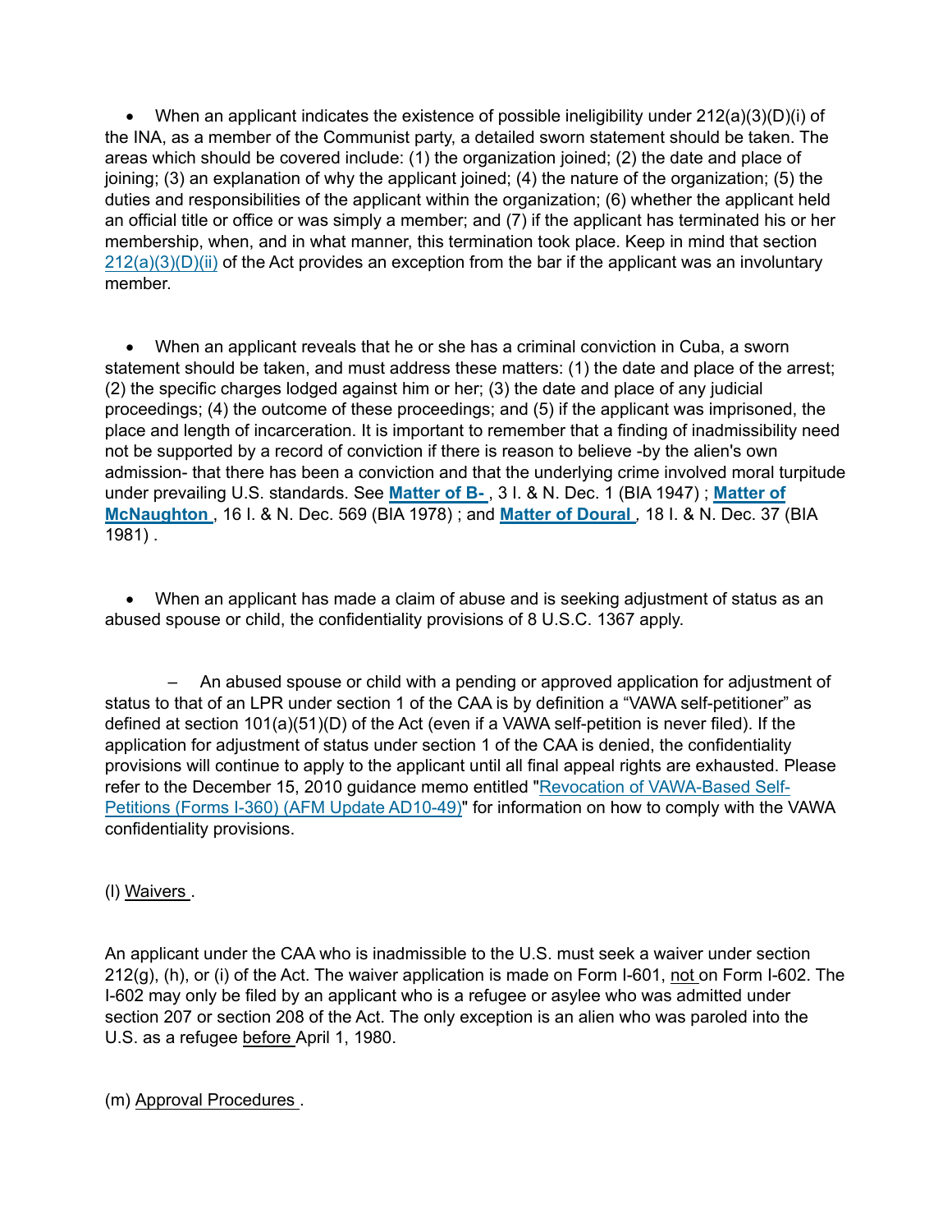- When an applicant indicates the existence of possible ineligibility under 212(a)(3)(D)(i) of the INA, as a member of the Communist party, a detailed sworn statement should be taken. The areas which should be covered include: (1) the organization joined; (2) the date and place of joining; (3) an explanation of why the applicant joined; (4) the nature of the organization; (5) the duties and responsibilities of the applicant within the organization; (6) whether the applicant held an official title or office or was simply a member; and (7) if the applicant has terminated his or her membership, when, and in what manner, this termination took place. Keep in mind that section 212(a)(3)(D)(ii) of the Act provides an exception from the bar if the applicant was an involuntary member.

- When an applicant reveals that he or she has a criminal conviction in Cuba, a sworn statement should be taken, and must address these matters: (1) the date and place of the arrest; (2) the specific charges lodged against him or her; (3) the date and place of any judicial proceedings; (4) the outcome of these proceedings; and (5) if the applicant was imprisoned, the place and length of incarceration. It is important to remember that a finding of inadmissibility need not be supported by a record of conviction if there is reason to believe -by the alien's own admission- that there has been a conviction and that the underlying crime involved moral turpitude under prevailing U.S. standards. See **Matter of B-** , 3 I. & N. Dec. 1 (BIA 1947) ; **Matter of McNaughton** , 16 I. & N. Dec. 569 (BIA 1978) ; and **Matter of Doural** , 18 I. & N. Dec. 37 (BIA 1981) .

- When an applicant has made a claim of abuse and is seeking adjustment of status as an abused spouse or child, the confidentiality provisions of 8 U.S.C. 1367 apply.

  – An abused spouse or child with a pending or approved application for adjustment of status to that of an LPR under section 1 of the CAA is by definition a "VAWA self-petitioner" as defined at section 101(a)(51)(D) of the Act (even if a VAWA self-petition is never filed). If the application for adjustment of status under section 1 of the CAA is denied, the confidentiality provisions will continue to apply to the applicant until all final appeal rights are exhausted. Please refer to the December 15, 2010 guidance memo entitled "Revocation of VAWA-Based Self-Petitions (Forms I-360) (AFM Update AD10-49)" for information on how to comply with the VAWA confidentiality provisions.

(l) Waivers .

An applicant under the CAA who is inadmissible to the U.S. must seek a waiver under section 212(g), (h), or (i) of the Act. The waiver application is made on Form I-601, not on Form I-602. The I-602 may only be filed by an applicant who is a refugee or asylee who was admitted under section 207 or section 208 of the Act. The only exception is an alien who was paroled into the U.S. as a refugee before April 1, 1980.

(m) Approval Procedures .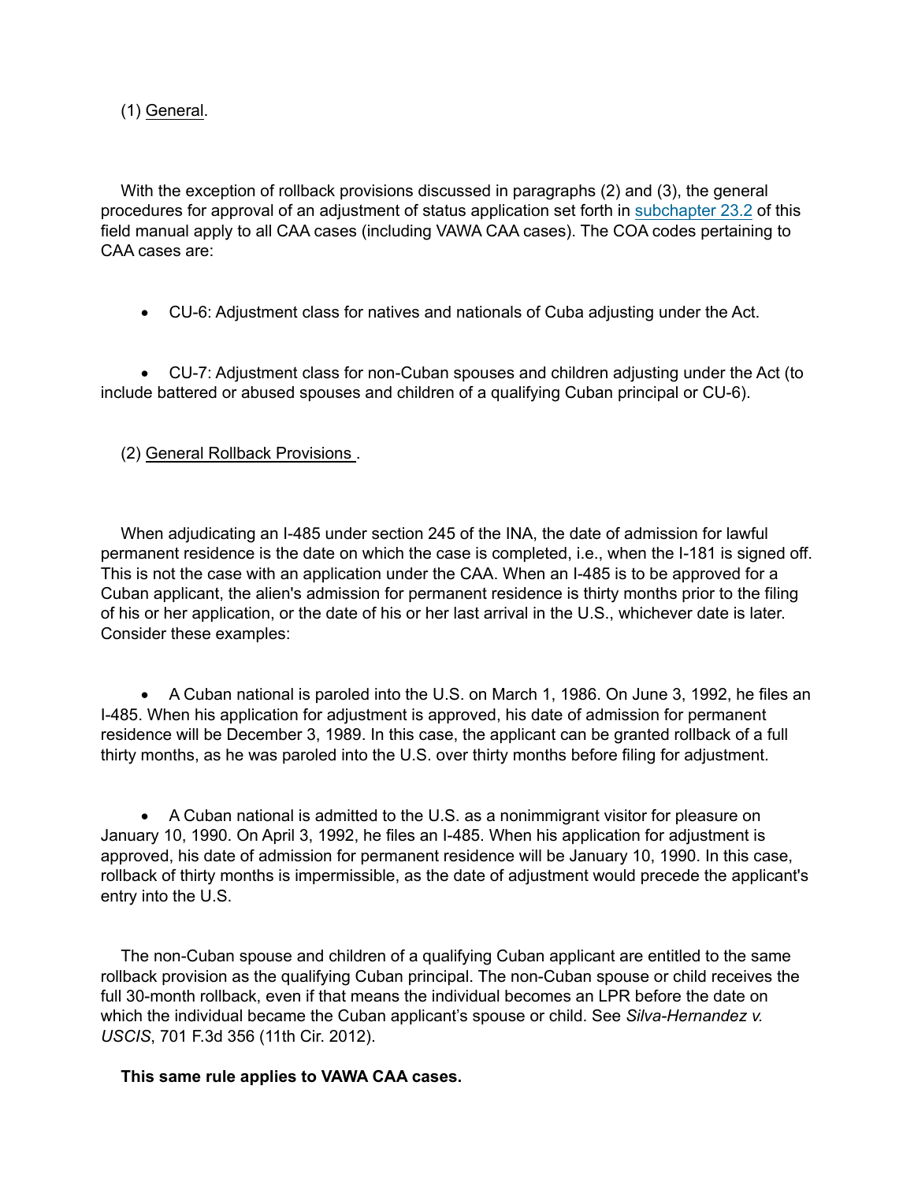(1) General.

With the exception of rollback provisions discussed in paragraphs (2) and (3), the general procedures for approval of an adjustment of status application set forth in subchapter 23.2 of this field manual apply to all CAA cases (including VAWA CAA cases). The COA codes pertaining to CAA cases are:

- CU-6: Adjustment class for natives and nationals of Cuba adjusting under the Act.
- CU-7: Adjustment class for non-Cuban spouses and children adjusting under the Act (to include battered or abused spouses and children of a qualifying Cuban principal or CU-6).

(2) General Rollback Provisions .

When adjudicating an I-485 under section 245 of the INA, the date of admission for lawful permanent residence is the date on which the case is completed, i.e., when the I-181 is signed off. This is not the case with an application under the CAA. When an I-485 is to be approved for a Cuban applicant, the alien's admission for permanent residence is thirty months prior to the filing of his or her application, or the date of his or her last arrival in the U.S., whichever date is later. Consider these examples:

- A Cuban national is paroled into the U.S. on March 1, 1986. On June 3, 1992, he files an I-485. When his application for adjustment is approved, his date of admission for permanent residence will be December 3, 1989. In this case, the applicant can be granted rollback of a full thirty months, as he was paroled into the U.S. over thirty months before filing for adjustment.
- A Cuban national is admitted to the U.S. as a nonimmigrant visitor for pleasure on January 10, 1990. On April 3, 1992, he files an I-485. When his application for adjustment is approved, his date of admission for permanent residence will be January 10, 1990. In this case, rollback of thirty months is impermissible, as the date of adjustment would precede the applicant's entry into the U.S.

The non-Cuban spouse and children of a qualifying Cuban applicant are entitled to the same rollback provision as the qualifying Cuban principal. The non-Cuban spouse or child receives the full 30-month rollback, even if that means the individual becomes an LPR before the date on which the individual became the Cuban applicant's spouse or child. See *Silva-Hernandez v. USCIS*, 701 F.3d 356 (11th Cir. 2012).

**This same rule applies to VAWA CAA cases.**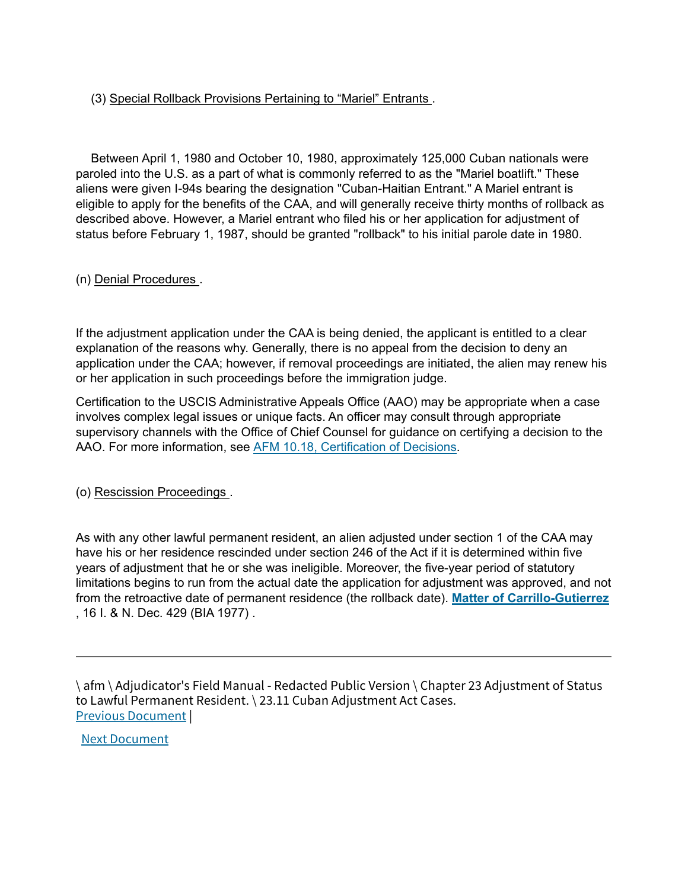(3) Special Rollback Provisions Pertaining to "Mariel" Entrants .

Between April 1, 1980 and October 10, 1980, approximately 125,000 Cuban nationals were paroled into the U.S. as a part of what is commonly referred to as the "Mariel boatlift." These aliens were given I-94s bearing the designation "Cuban-Haitian Entrant." A Mariel entrant is eligible to apply for the benefits of the CAA, and will generally receive thirty months of rollback as described above. However, a Mariel entrant who filed his or her application for adjustment of status before February 1, 1987, should be granted "rollback" to his initial parole date in 1980.

(n) Denial Procedures .

If the adjustment application under the CAA is being denied, the applicant is entitled to a clear explanation of the reasons why. Generally, there is no appeal from the decision to deny an application under the CAA; however, if removal proceedings are initiated, the alien may renew his or her application in such proceedings before the immigration judge.

Certification to the USCIS Administrative Appeals Office (AAO) may be appropriate when a case involves complex legal issues or unique facts. An officer may consult through appropriate supervisory channels with the Office of Chief Counsel for guidance on certifying a decision to the AAO. For more information, see AFM 10.18, Certification of Decisions.

(o) Rescission Proceedings .

As with any other lawful permanent resident, an alien adjusted under section 1 of the CAA may have his or her residence rescinded under section 246 of the Act if it is determined within five years of adjustment that he or she was ineligible. Moreover, the five-year period of statutory limitations begins to run from the actual date the application for adjustment was approved, and not from the retroactive date of permanent residence (the rollback date). **Matter of Carrillo-Gutierrez** , 16 I. & N. Dec. 429 (BIA 1977) .

---

\ afm \ Adjudicator's Field Manual - Redacted Public Version \ Chapter 23 Adjustment of Status to Lawful Permanent Resident. \ 23.11 Cuban Adjustment Act Cases.
Previous Document |

Next Document